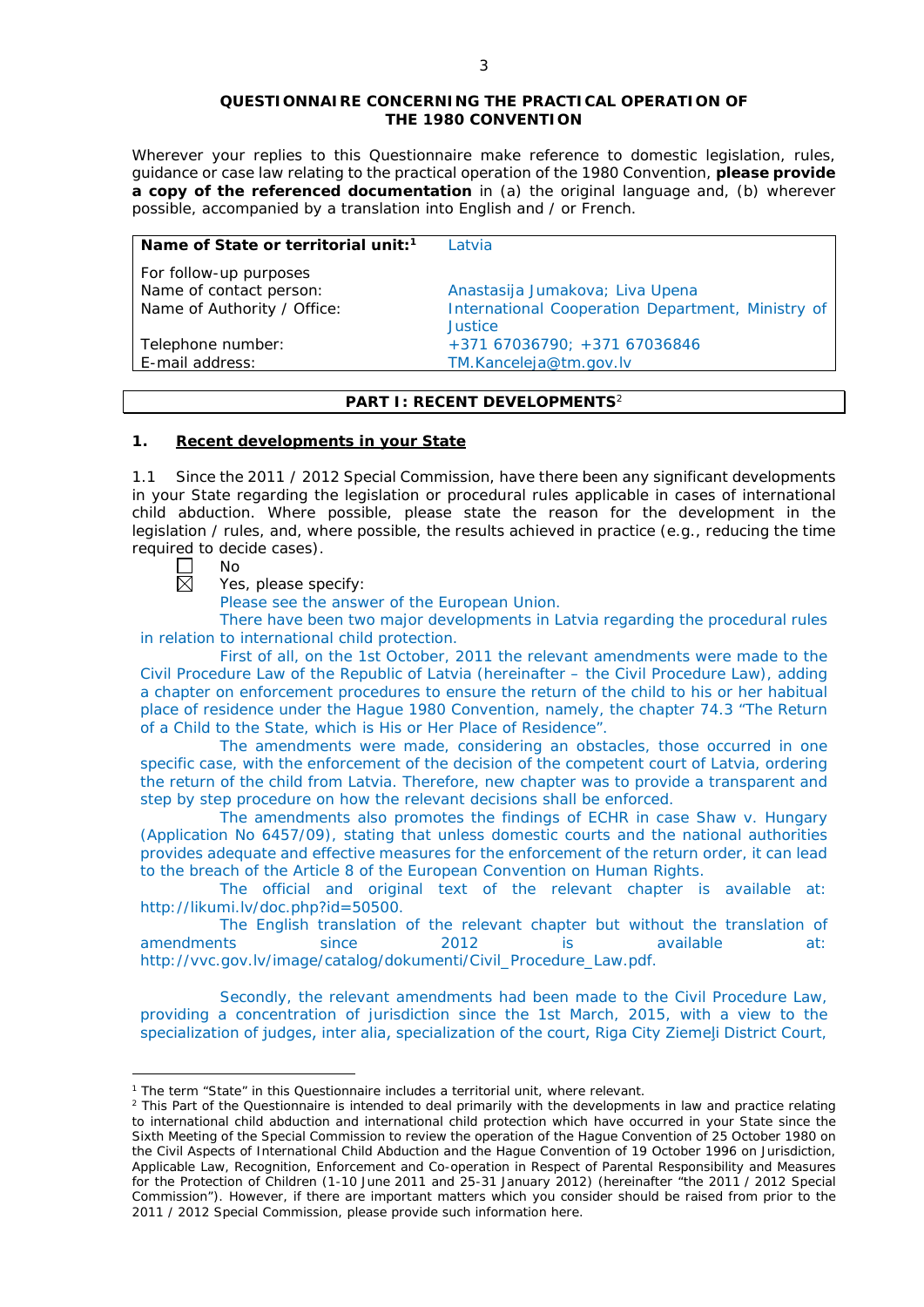**QUESTIONNAIRE CONCERNING THE PRACTICAL OPERATION OF THE 1980 CONVENTION**

Wherever your replies to this Questionnaire make reference to domestic legislation, rules, guidance or case law relating to the practical operation of the 1980 Convention, **please provide a copy of the referenced documentation** in (a) the original language and, (b) wherever possible, accompanied by a translation into English and / or French.

| **Name of State or territorial unit:**[1] | Latvia |
|---|---|
| For follow-up purposes | |
| Name of contact person: | Anastasija Jumakova; Liva Upena |
| Name of Authority / Office: | International Cooperation Department, Ministry of Justice |
| Telephone number: | +371 67036790; +371 67036846 |
| E-mail address: | TM.Kanceleja@tm.gov.lv |

## PART I: RECENT DEVELOPMENTS[2]

### 1. Recent developments in your State

1.1 Since the 2011 / 2012 Special Commission, have there been any significant developments in your State regarding the legislation or procedural rules applicable in cases of international child abduction. Where possible, please state the reason for the development in the legislation / rules, and, where possible, the results achieved in practice (e.g., reducing the time required to decide cases).

☐ No

☒ Yes, please specify:

Please see the answer of the European Union.

There have been two major developments in Latvia regarding the procedural rules in relation to international child protection.

First of all, on the 1st October, 2011 the relevant amendments were made to the Civil Procedure Law of the Republic of Latvia (hereinafter – the Civil Procedure Law), adding a chapter on enforcement procedures to ensure the return of the child to his or her habitual place of residence under the Hague 1980 Convention, namely, the chapter 74.3 "The Return of a Child to the State, which is His or Her Place of Residence".

The amendments were made, considering an obstacles, those occurred in one specific case, with the enforcement of the decision of the competent court of Latvia, ordering the return of the child from Latvia. Therefore, new chapter was to provide a transparent and step by step procedure on how the relevant decisions shall be enforced.

The amendments also promotes the findings of ECHR in case Shaw v. Hungary (Application No 6457/09), stating that unless domestic courts and the national authorities provides adequate and effective measures for the enforcement of the return order, it can lead to the breach of the Article 8 of the European Convention on Human Rights.

The official and original text of the relevant chapter is available at: http://likumi.lv/doc.php?id=50500.

The English translation of the relevant chapter but without the translation of amendments since 2012 is available at: http://vvc.gov.lv/image/catalog/dokumenti/Civil_Procedure_Law.pdf.

Secondly, the relevant amendments had been made to the Civil Procedure Law, providing a concentration of jurisdiction since the 1st March, 2015, with a view to the specialization of judges, inter alia, specialization of the court, Riga City Ziemeļi District Court,

---

[1] The term "State" in this Questionnaire includes a territorial unit, where relevant.

[2] This Part of the Questionnaire is intended to deal primarily with the developments in law and practice relating to international child abduction and international child protection which have occurred in your State since the Sixth Meeting of the Special Commission to review the operation of the Hague Convention of 25 October 1980 on the Civil Aspects of International Child Abduction and the Hague Convention of 19 October 1996 on Jurisdiction, Applicable Law, Recognition, Enforcement and Co-operation in Respect of Parental Responsibility and Measures for the Protection of Children (1-10 June 2011 and 25-31 January 2012) (hereinafter "the 2011 / 2012 Special Commission"). However, if there are important matters which you consider should be raised from prior to the 2011 / 2012 Special Commission, please provide such information here.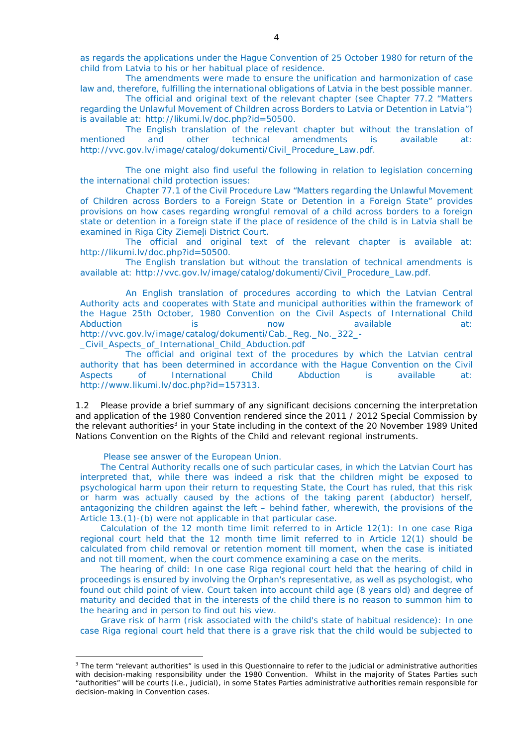as regards the applications under the Hague Convention of 25 October 1980 for return of the child from Latvia to his or her habitual place of residence.

The amendments were made to ensure the unification and harmonization of case law and, therefore, fulfilling the international obligations of Latvia in the best possible manner.

The official and original text of the relevant chapter (see Chapter 77.2 "Matters regarding the Unlawful Movement of Children across Borders to Latvia or Detention in Latvia") is available at: http://likumi.lv/doc.php?id=50500.

The English translation of the relevant chapter but without the translation of mentioned and other technical amendments is available at: http://vvc.gov.lv/image/catalog/dokumenti/Civil_Procedure_Law.pdf.

The one might also find useful the following in relation to legislation concerning the international child protection issues:

Chapter 77.1 of the Civil Procedure Law "Matters regarding the Unlawful Movement of Children across Borders to a Foreign State or Detention in a Foreign State" provides provisions on how cases regarding wrongful removal of a child across borders to a foreign state or detention in a foreign state if the place of residence of the child is in Latvia shall be examined in Riga City Ziemeļi District Court.

The official and original text of the relevant chapter is available at: http://likumi.lv/doc.php?id=50500.

The English translation but without the translation of technical amendments is available at: http://vvc.gov.lv/image/catalog/dokumenti/Civil_Procedure_Law.pdf.

An English translation of procedures according to which the Latvian Central Authority acts and cooperates with State and municipal authorities within the framework of the Hague 25th October, 1980 Convention on the Civil Aspects of International Child Abduction is now available at: http://vvc.gov.lv/image/catalog/dokumenti/Cab._Reg._No._322_-_Civil_Aspects_of_International_Child_Abduction.pdf

The official and original text of the procedures by which the Latvian central authority that has been determined in accordance with the Hague Convention on the Civil Aspects of International Child Abduction is available at: http://www.likumi.lv/doc.php?id=157313.

1.2 Please provide a brief summary of any significant decisions concerning the interpretation and application of the 1980 Convention rendered since the 2011 / 2012 Special Commission by the relevant authorities[3] in your State including in the context of the 20 November 1989 United Nations Convention on the Rights of the Child and relevant regional instruments.

Please see answer of the European Union.

The Central Authority recalls one of such particular cases, in which the Latvian Court has interpreted that, while there was indeed a risk that the children might be exposed to psychological harm upon their return to requesting State, the Court has ruled, that this risk or harm was actually caused by the actions of the taking parent (abductor) herself, antagonizing the children against the left – behind father, wherewith, the provisions of the Article 13.(1)-(b) were not applicable in that particular case.

Calculation of the 12 month time limit referred to in Article 12(1): In one case Riga regional court held that the 12 month time limit referred to in Article 12(1) should be calculated from child removal or retention moment till moment, when the case is initiated and not till moment, when the court commence examining a case on the merits.

The hearing of child: In one case Riga regional court held that the hearing of child in proceedings is ensured by involving the Orphan's representative, as well as psychologist, who found out child point of view. Court taken into account child age (8 years old) and degree of maturity and decided that in the interests of the child there is no reason to summon him to the hearing and in person to find out his view.

Grave risk of harm (risk associated with the child's state of habitual residence): In one case Riga regional court held that there is a grave risk that the child would be subjected to

[3] The term "relevant authorities" is used in this Questionnaire to refer to the judicial or administrative authorities with decision-making responsibility under the 1980 Convention. Whilst in the majority of States Parties such "authorities" will be courts (i.e., judicial), in some States Parties administrative authorities remain responsible for decision-making in Convention cases.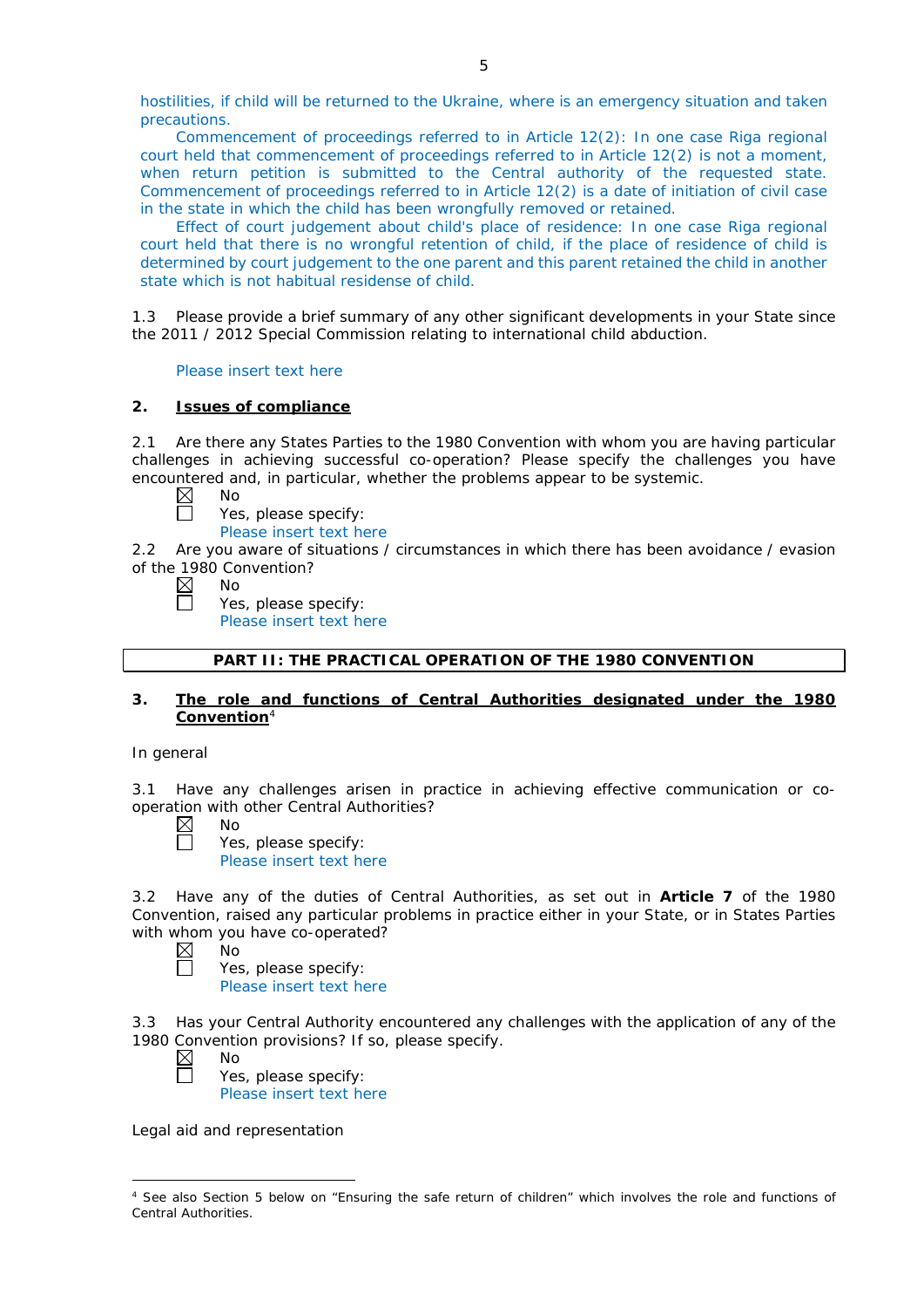hostilities, if child will be returned to the Ukraine, where is an emergency situation and taken precautions.

Commencement of proceedings referred to in Article 12(2): In one case Riga regional court held that commencement of proceedings referred to in Article 12(2) is not a moment, when return petition is submitted to the Central authority of the requested state. Commencement of proceedings referred to in Article 12(2) is a date of initiation of civil case in the state in which the child has been wrongfully removed or retained.

Effect of court judgement about child's place of residence: In one case Riga regional court held that there is no wrongful retention of child, if the place of residence of child is determined by court judgement to the one parent and this parent retained the child in another state which is not habitual residense of child.

1.3 Please provide a brief summary of any other significant developments in your State since the 2011 / 2012 Special Commission relating to international child abduction.

Please insert text here

## 2. Issues of compliance

2.1 Are there any States Parties to the 1980 Convention with whom you are having particular challenges in achieving successful co-operation? Please specify the challenges you have encountered and, in particular, whether the problems appear to be systemic.

☒ No
☐ Yes, please specify:
Please insert text here

2.2 Are you aware of situations / circumstances in which there has been avoidance / evasion of the 1980 Convention?

☒ No
☐ Yes, please specify:
Please insert text here

## PART II: THE PRACTICAL OPERATION OF THE 1980 CONVENTION

## 3. The role and functions of Central Authorities designated under the 1980 Convention[4]

In general

3.1 Have any challenges arisen in practice in achieving effective communication or co-operation with other Central Authorities?

☒ No
☐ Yes, please specify:
Please insert text here

3.2 Have any of the duties of Central Authorities, as set out in **Article 7** of the 1980 Convention, raised any particular problems in practice either in your State, or in States Parties with whom you have co-operated?

☒ No
☐ Yes, please specify:
Please insert text here

3.3 Has your Central Authority encountered any challenges with the application of any of the 1980 Convention provisions? If so, please specify.

☒ No
☐ Yes, please specify:
Please insert text here

Legal aid and representation

[4] See also Section 5 below on "Ensuring the safe return of children" which involves the role and functions of Central Authorities.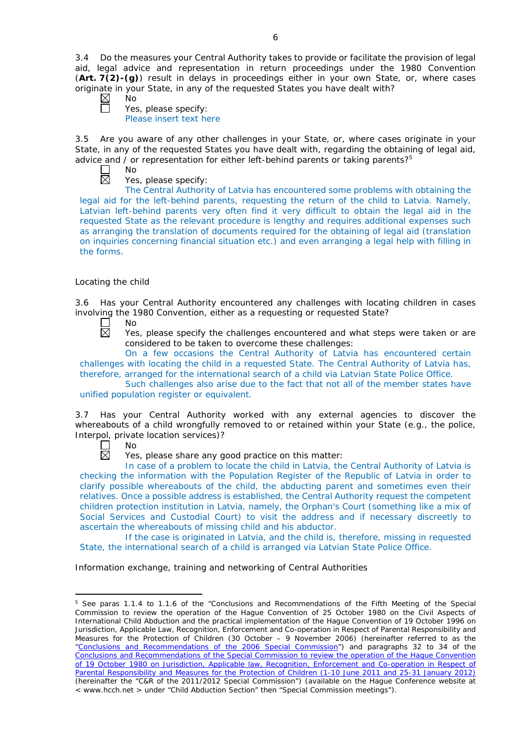3.4 Do the measures your Central Authority takes to provide or facilitate the provision of legal aid, legal advice and representation in return proceedings under the 1980 Convention (**Art. 7(2)-(g)**) result in delays in proceedings either in your own State, or, where cases originate in your State, in any of the requested States you have dealt with?

☒ No
☐ Yes, please specify:
Please insert text here

3.5 Are you aware of any other challenges in your State, or, where cases originate in your State, in any of the requested States you have dealt with, regarding the obtaining of legal aid, advice and / or representation for either left-behind parents or taking parents?[5]

☐ No
☒ Yes, please specify:
The Central Authority of Latvia has encountered some problems with obtaining the legal aid for the left-behind parents, requesting the return of the child to Latvia. Namely, Latvian left-behind parents very often find it very difficult to obtain the legal aid in the requested State as the relevant procedure is lengthy and requires additional expenses such as arranging the translation of documents required for the obtaining of legal aid (translation on inquiries concerning financial situation etc.) and even arranging a legal help with filling in the forms.

Locating the child

3.6 Has your Central Authority encountered any challenges with locating children in cases involving the 1980 Convention, either as a requesting or requested State?

☐ No
☒ Yes, please specify the challenges encountered and what steps were taken or are considered to be taken to overcome these challenges:
On a few occasions the Central Authority of Latvia has encountered certain challenges with locating the child in a requested State. The Central Authority of Latvia has, therefore, arranged for the international search of a child via Latvian State Police Office.
Such challenges also arise due to the fact that not all of the member states have unified population register or equivalent.

3.7 Has your Central Authority worked with any external agencies to discover the whereabouts of a child wrongfully removed to or retained within your State (e.g., the police, Interpol, private location services)?

☐ No
☒ Yes, please share any good practice on this matter:
In case of a problem to locate the child in Latvia, the Central Authority of Latvia is checking the information with the Population Register of the Republic of Latvia in order to clarify possible whereabouts of the child, the abducting parent and sometimes even their relatives. Once a possible address is established, the Central Authority request the competent children protection institution in Latvia, namely, the Orphan's Court (something like a mix of Social Services and Custodial Court) to visit the address and if necessary discreetly to ascertain the whereabouts of missing child and his abductor.
If the case is originated in Latvia, and the child is, therefore, missing in requested State, the international search of a child is arranged via Latvian State Police Office.

Information exchange, training and networking of Central Authorities

---

[5] See paras 1.1.4 to 1.1.6 of the "Conclusions and Recommendations of the Fifth Meeting of the Special Commission to review the operation of the Hague Convention of 25 October 1980 on the Civil Aspects of International Child Abduction and the practical implementation of the Hague Convention of 19 October 1996 on Jurisdiction, Applicable Law, Recognition, Enforcement and Co-operation in Respect of Parental Responsibility and Measures for the Protection of Children (30 October – 9 November 2006) (hereinafter referred to as the "Conclusions and Recommendations of the 2006 Special Commission") and paragraphs 32 to 34 of the Conclusions and Recommendations of the Special Commission to review the operation of the Hague Convention of 19 October 1980 on Jurisdiction, Applicable law, Recognition, Enforcement and Co-operation in Respect of Parental Responsibility and Measures for the Protection of Children (1-10 June 2011 and 25-31 January 2012) (hereinafter the "C&R of the 2011/2012 Special Commission") (available on the Hague Conference website at < www.hcch.net > under "Child Abduction Section" then "Special Commission meetings").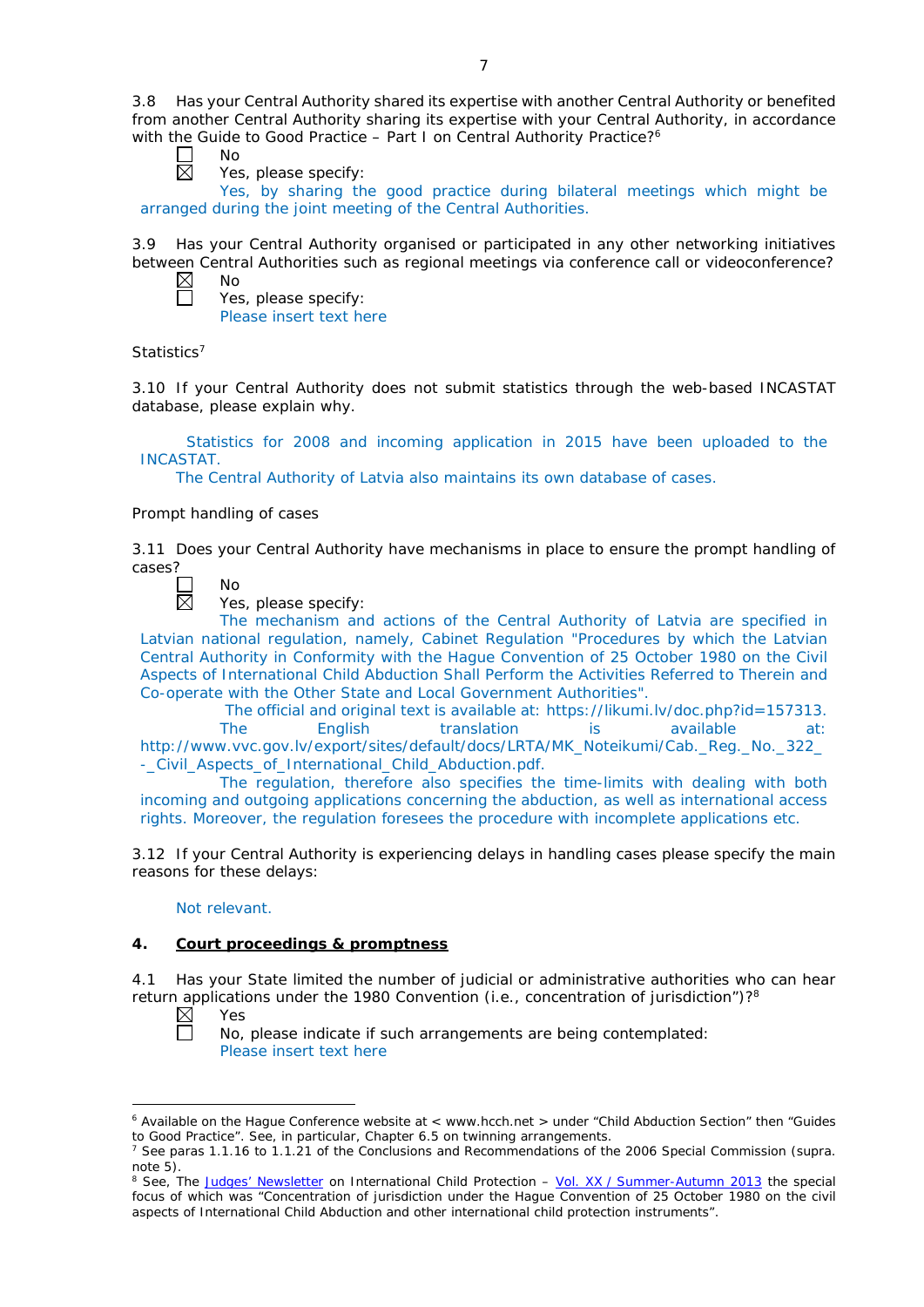3.8 Has your Central Authority shared its expertise with another Central Authority or benefited from another Central Authority sharing its expertise with your Central Authority, in accordance with the Guide to Good Practice – Part I on Central Authority Practice?[6]

☐ No
☒ Yes, please specify:
Yes, by sharing the good practice during bilateral meetings which might be arranged during the joint meeting of the Central Authorities.

3.9 Has your Central Authority organised or participated in any other networking initiatives between Central Authorities such as regional meetings via conference call or videoconference?

☒ No
☐ Yes, please specify:
Please insert text here

Statistics[7]

3.10 If your Central Authority does not submit statistics through the web-based INCASTAT database, please explain why.

Statistics for 2008 and incoming application in 2015 have been uploaded to the INCASTAT.
The Central Authority of Latvia also maintains its own database of cases.

Prompt handling of cases

3.11 Does your Central Authority have mechanisms in place to ensure the prompt handling of cases?

☐ No
☒ Yes, please specify:
The mechanism and actions of the Central Authority of Latvia are specified in Latvian national regulation, namely, Cabinet Regulation "Procedures by which the Latvian Central Authority in Conformity with the Hague Convention of 25 October 1980 on the Civil Aspects of International Child Abduction Shall Perform the Activities Referred to Therein and Co-operate with the Other State and Local Government Authorities".
The official and original text is available at: https://likumi.lv/doc.php?id=157313.
The English translation is available at: http://www.vvc.gov.lv/export/sites/default/docs/LRTA/MK_Noteikumi/Cab._Reg._No._322_-_Civil_Aspects_of_International_Child_Abduction.pdf.
The regulation, therefore also specifies the time-limits with dealing with both incoming and outgoing applications concerning the abduction, as well as international access rights. Moreover, the regulation foresees the procedure with incomplete applications etc.

3.12 If your Central Authority is experiencing delays in handling cases please specify the main reasons for these delays:

Not relevant.

## 4. Court proceedings & promptness

4.1 Has your State limited the number of judicial or administrative authorities who can hear return applications under the 1980 Convention (i.e., concentration of jurisdiction")?[8]

☒ Yes
☐ No, please indicate if such arrangements are being contemplated:
Please insert text here

---

[6] Available on the Hague Conference website at < www.hcch.net > under "Child Abduction Section" then "Guides to Good Practice". See, in particular, Chapter 6.5 on twinning arrangements.

[7] See paras 1.1.16 to 1.1.21 of the Conclusions and Recommendations of the 2006 Special Commission (supra. note 5).

[8] See, The Judges' Newsletter on International Child Protection – Vol. XX / Summer-Autumn 2013 the special focus of which was "Concentration of jurisdiction under the Hague Convention of 25 October 1980 on the civil aspects of International Child Abduction and other international child protection instruments".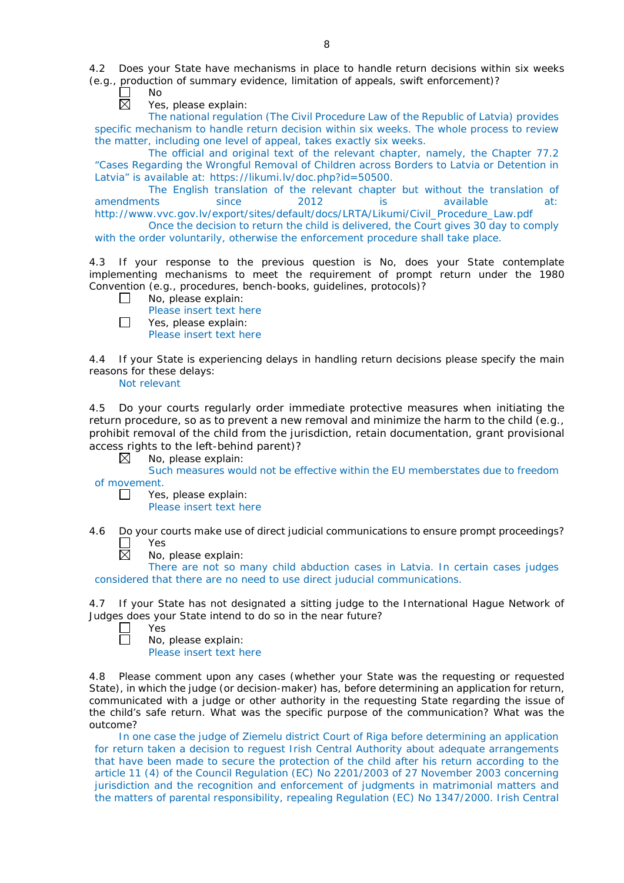4.2 Does your State have mechanisms in place to handle return decisions within six weeks (e.g., production of summary evidence, limitation of appeals, swift enforcement)?

☐ No

☒ Yes, please explain:

The national regulation (The Civil Procedure Law of the Republic of Latvia) provides specific mechanism to handle return decision within six weeks. The whole process to review the matter, including one level of appeal, takes exactly six weeks.

The official and original text of the relevant chapter, namely, the Chapter 77.2 "Cases Regarding the Wrongful Removal of Children across Borders to Latvia or Detention in Latvia" is available at: https://likumi.lv/doc.php?id=50500.

The English translation of the relevant chapter but without the translation of amendments since 2012 is available at: http://www.vvc.gov.lv/export/sites/default/docs/LRTA/Likumi/Civil_Procedure_Law.pdf

Once the decision to return the child is delivered, the Court gives 30 day to comply with the order voluntarily, otherwise the enforcement procedure shall take place.

4.3 If your response to the previous question is No, does your State contemplate implementing mechanisms to meet the requirement of prompt return under the 1980 Convention (e.g., procedures, bench-books, guidelines, protocols)?

☐ No, please explain:

Please insert text here

☐ Yes, please explain:

Please insert text here

4.4 If your State is experiencing delays in handling return decisions please specify the main reasons for these delays:

Not relevant

4.5 Do your courts regularly order immediate protective measures when initiating the return procedure, so as to prevent a new removal and minimize the harm to the child (e.g., prohibit removal of the child from the jurisdiction, retain documentation, grant provisional access rights to the left-behind parent)?

☒ No, please explain:

Such measures would not be effective within the EU memberstates due to freedom of movement.

☐ Yes, please explain:

Please insert text here

4.6 Do your courts make use of direct judicial communications to ensure prompt proceedings?

☐ Yes

☒ No, please explain:

There are not so many child abduction cases in Latvia. In certain cases judges considered that there are no need to use direct judicial communications.

4.7 If your State has not designated a sitting judge to the International Hague Network of Judges does your State intend to do so in the near future?

☐ Yes

☐ No, please explain:

Please insert text here

4.8 Please comment upon any cases (whether your State was the requesting or requested State), in which the judge (or decision-maker) has, before determining an application for return, communicated with a judge or other authority in the requesting State regarding the issue of the child's safe return. What was the specific purpose of the communication? What was the outcome?

In one case the judge of Ziemelu district Court of Riga before determining an application for return taken a decision to reguest Irish Central Authority about adequate arrangements that have been made to secure the protection of the child after his return according to the article 11 (4) of the Council Regulation (EC) No 2201/2003 of 27 November 2003 concerning jurisdiction and the recognition and enforcement of judgments in matrimonial matters and the matters of parental responsibility, repealing Regulation (EC) No 1347/2000. Irish Central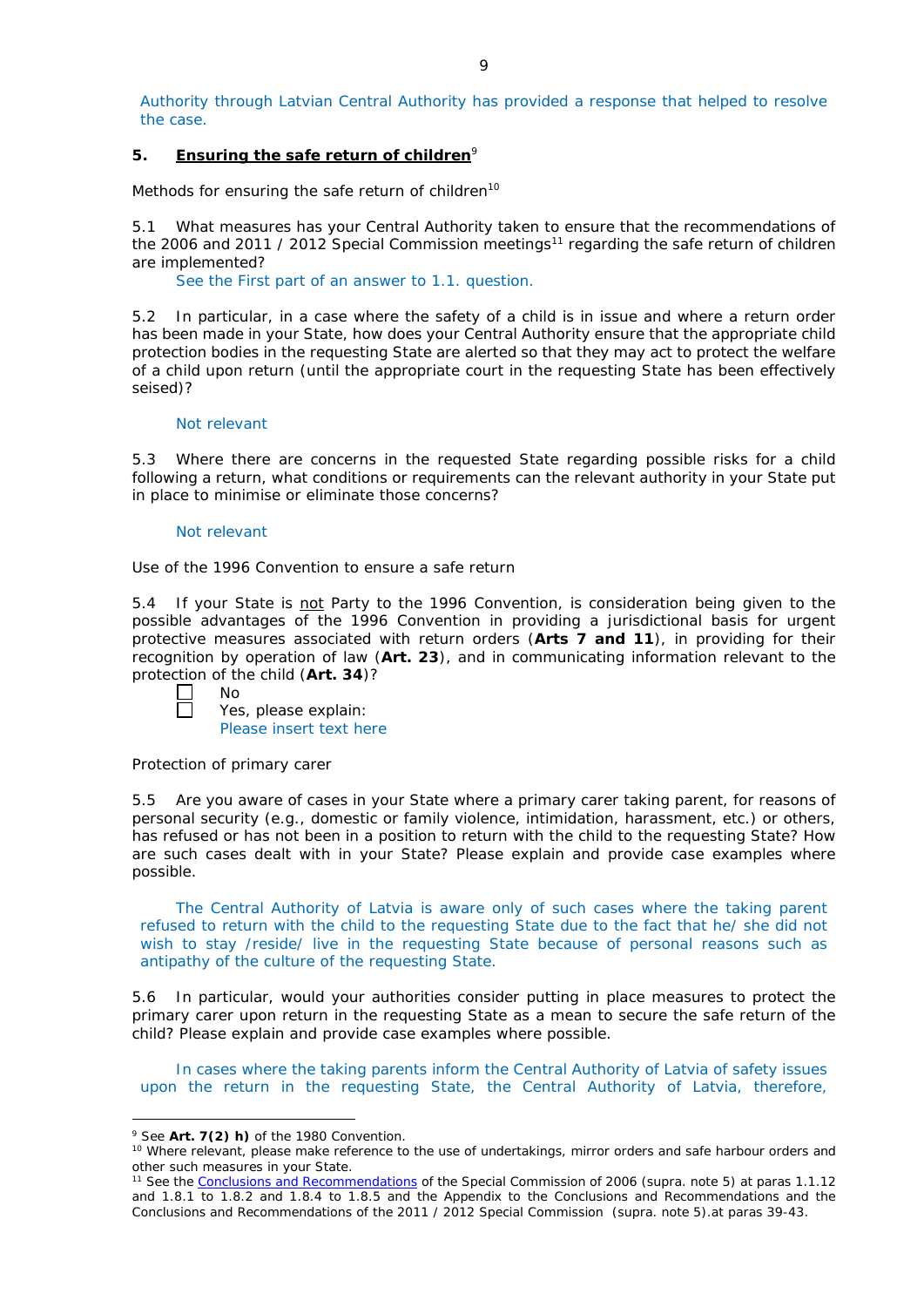Authority through Latvian Central Authority has provided a response that helped to resolve the case.

## 5. **Ensuring the safe return of children**[9]

Methods for ensuring the safe return of children[10]

5.1 What measures has your Central Authority taken to ensure that the recommendations of the 2006 and 2011 / 2012 Special Commission meetings[11] regarding the safe return of children are implemented?

See the First part of an answer to 1.1. question.

5.2 In particular, in a case where the safety of a child is in issue and where a return order has been made in your State, how does your Central Authority ensure that the appropriate child protection bodies in the requesting State are alerted so that they may act to protect the welfare of a child upon return (until the appropriate court in the requesting State has been effectively seised)?

Not relevant

5.3 Where there are concerns in the requested State regarding possible risks for a child following a return, what conditions or requirements can the relevant authority in your State put in place to minimise or eliminate those concerns?

Not relevant

Use of the 1996 Convention to ensure a safe return

5.4 If your State is not Party to the 1996 Convention, is consideration being given to the possible advantages of the 1996 Convention in providing a jurisdictional basis for urgent protective measures associated with return orders (**Arts 7 and 11**), in providing for their recognition by operation of law (**Art. 23**), and in communicating information relevant to the protection of the child (**Art. 34**)?

- [ ] No
- [ ] Yes, please explain:
  Please insert text here

Protection of primary carer

5.5 Are you aware of cases in your State where a primary carer taking parent, for reasons of personal security (e.g., domestic or family violence, intimidation, harassment, etc.) or others, has refused or has not been in a position to return with the child to the requesting State? How are such cases dealt with in your State? Please explain and provide case examples where possible.

The Central Authority of Latvia is aware only of such cases where the taking parent refused to return with the child to the requesting State due to the fact that he/ she did not wish to stay /reside/ live in the requesting State because of personal reasons such as antipathy of the culture of the requesting State.

5.6 In particular, would your authorities consider putting in place measures to protect the primary carer upon return in the requesting State as a mean to secure the safe return of the child? Please explain and provide case examples where possible.

In cases where the taking parents inform the Central Authority of Latvia of safety issues upon the return in the requesting State, the Central Authority of Latvia, therefore,

---

[9] See **Art. 7(2) h)** of the 1980 Convention.

[10] Where relevant, please make reference to the use of undertakings, mirror orders and safe harbour orders and other such measures in your State.

[11] See the Conclusions and Recommendations of the Special Commission of 2006 (supra. note 5) at paras 1.1.12 and 1.8.1 to 1.8.2 and 1.8.4 to 1.8.5 and the Appendix to the Conclusions and Recommendations and the Conclusions and Recommendations of the 2011 / 2012 Special Commission (supra. note 5).at paras 39-43.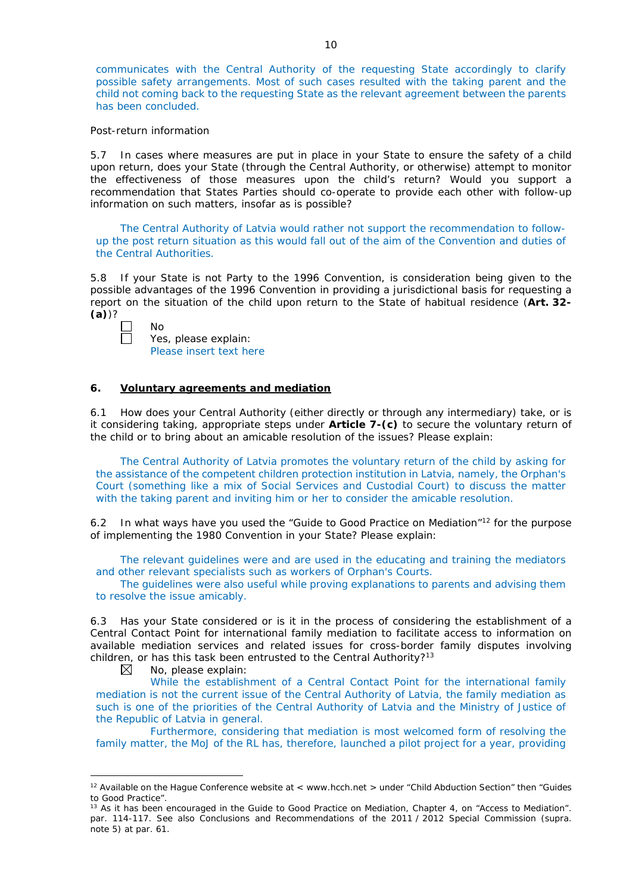communicates with the Central Authority of the requesting State accordingly to clarify possible safety arrangements. Most of such cases resulted with the taking parent and the child not coming back to the requesting State as the relevant agreement between the parents has been concluded.

Post-return information

5.7 In cases where measures are put in place in your State to ensure the safety of a child upon return, does your State (through the Central Authority, or otherwise) attempt to monitor the effectiveness of those measures upon the child's return? Would you support a recommendation that States Parties should co-operate to provide each other with follow-up information on such matters, insofar as is possible?

The Central Authority of Latvia would rather not support the recommendation to follow-up the post return situation as this would fall out of the aim of the Convention and duties of the Central Authorities.

5.8 If your State is not Party to the 1996 Convention, is consideration being given to the possible advantages of the 1996 Convention in providing a jurisdictional basis for requesting a report on the situation of the child upon return to the State of habitual residence (**Art. 32-(a)**)?

☐ No
☐ Yes, please explain:
Please insert text here

## 6. Voluntary agreements and mediation

6.1 How does your Central Authority (either directly or through any intermediary) take, or is it considering taking, appropriate steps under **Article 7-(c)** to secure the voluntary return of the child or to bring about an amicable resolution of the issues? Please explain:

The Central Authority of Latvia promotes the voluntary return of the child by asking for the assistance of the competent children protection institution in Latvia, namely, the Orphan's Court (something like a mix of Social Services and Custodial Court) to discuss the matter with the taking parent and inviting him or her to consider the amicable resolution.

6.2 In what ways have you used the "Guide to Good Practice on Mediation"[12] for the purpose of implementing the 1980 Convention in your State? Please explain:

The relevant guidelines were and are used in the educating and training the mediators and other relevant specialists such as workers of Orphan's Courts.

The guidelines were also useful while proving explanations to parents and advising them to resolve the issue amicably.

6.3 Has your State considered or is it in the process of considering the establishment of a Central Contact Point for international family mediation to facilitate access to information on available mediation services and related issues for cross-border family disputes involving children, or has this task been entrusted to the Central Authority?[13]

☒ No, please explain:

While the establishment of a Central Contact Point for the international family mediation is not the current issue of the Central Authority of Latvia, the family mediation as such is one of the priorities of the Central Authority of Latvia and the Ministry of Justice of the Republic of Latvia in general.

Furthermore, considering that mediation is most welcomed form of resolving the family matter, the MoJ of the RL has, therefore, launched a pilot project for a year, providing

---

[12] Available on the Hague Conference website at < www.hcch.net > under "Child Abduction Section" then "Guides to Good Practice".

[13] As it has been encouraged in the Guide to Good Practice on Mediation, Chapter 4, on "Access to Mediation". par. 114-117. See also Conclusions and Recommendations of the 2011 / 2012 Special Commission (supra. note 5) at par. 61.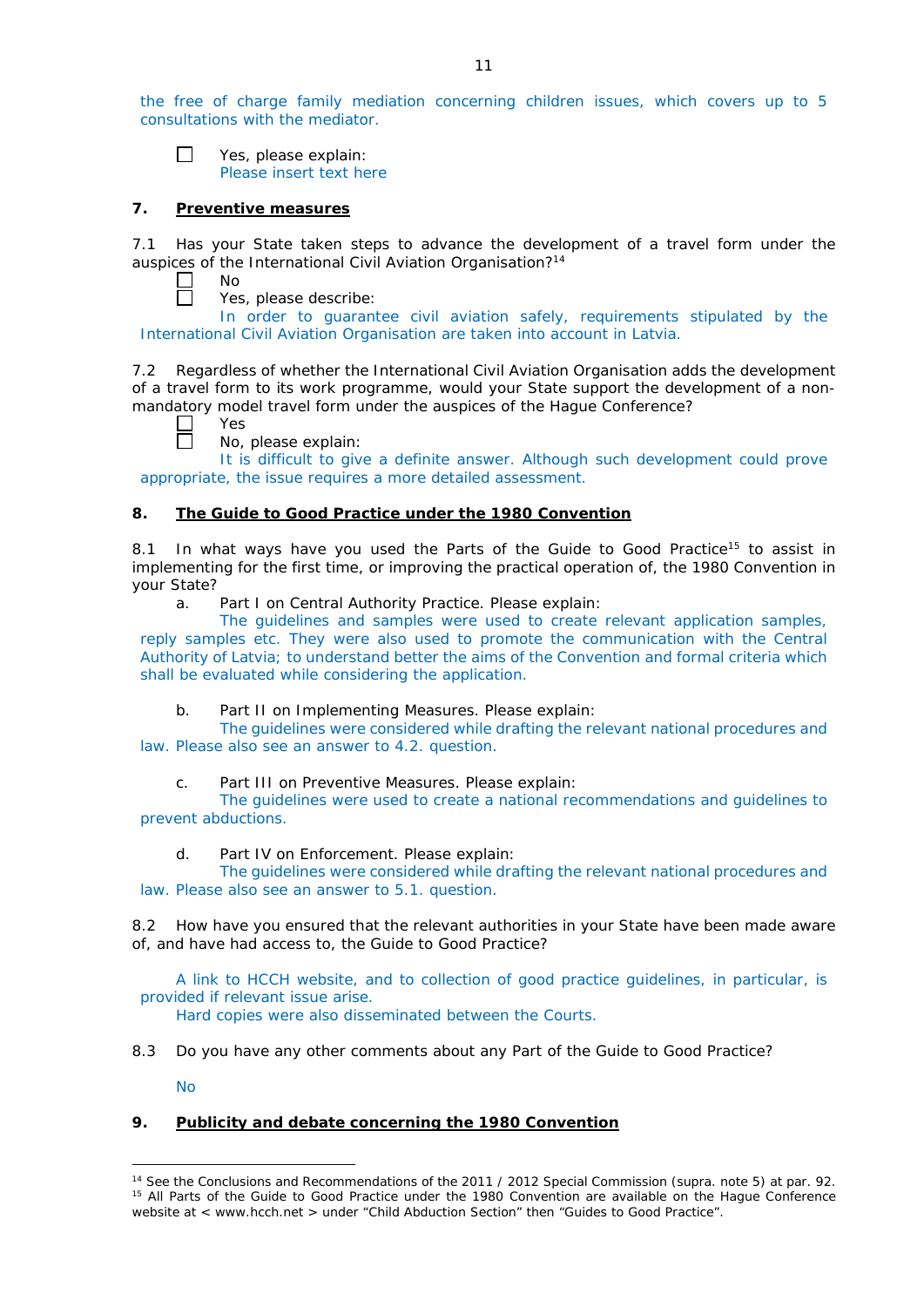the free of charge family mediation concerning children issues, which covers up to 5 consultations with the mediator.

☐ Yes, please explain:
Please insert text here

## 7. Preventive measures

7.1 Has your State taken steps to advance the development of a travel form under the auspices of the International Civil Aviation Organisation?[14]

☐ No
☐ Yes, please describe:
In order to guarantee civil aviation safely, requirements stipulated by the International Civil Aviation Organisation are taken into account in Latvia.

7.2 Regardless of whether the International Civil Aviation Organisation adds the development of a travel form to its work programme, would your State support the development of a non-mandatory model travel form under the auspices of the Hague Conference?

☐ Yes
☐ No, please explain:
It is difficult to give a definite answer. Although such development could prove appropriate, the issue requires a more detailed assessment.

## 8. The Guide to Good Practice under the 1980 Convention

8.1 In what ways have you used the Parts of the Guide to Good Practice[15] to assist in implementing for the first time, or improving the practical operation of, the 1980 Convention in your State?

a. Part I on Central Authority Practice. Please explain:
The guidelines and samples were used to create relevant application samples, reply samples etc. They were also used to promote the communication with the Central Authority of Latvia; to understand better the aims of the Convention and formal criteria which shall be evaluated while considering the application.

b. Part II on Implementing Measures. Please explain:
The guidelines were considered while drafting the relevant national procedures and law. Please also see an answer to 4.2. question.

c. Part III on Preventive Measures. Please explain:
The guidelines were used to create a national recommendations and guidelines to prevent abductions.

d. Part IV on Enforcement. Please explain:
The guidelines were considered while drafting the relevant national procedures and law. Please also see an answer to 5.1. question.

8.2 How have you ensured that the relevant authorities in your State have been made aware of, and have had access to, the Guide to Good Practice?

A link to HCCH website, and to collection of good practice guidelines, in particular, is provided if relevant issue arise.
Hard copies were also disseminated between the Courts.

8.3 Do you have any other comments about any Part of the Guide to Good Practice?

No

## 9. Publicity and debate concerning the 1980 Convention

---

[14] See the Conclusions and Recommendations of the 2011 / 2012 Special Commission (supra. note 5) at par. 92.
[15] All Parts of the Guide to Good Practice under the 1980 Convention are available on the Hague Conference website at < www.hcch.net > under "Child Abduction Section" then "Guides to Good Practice".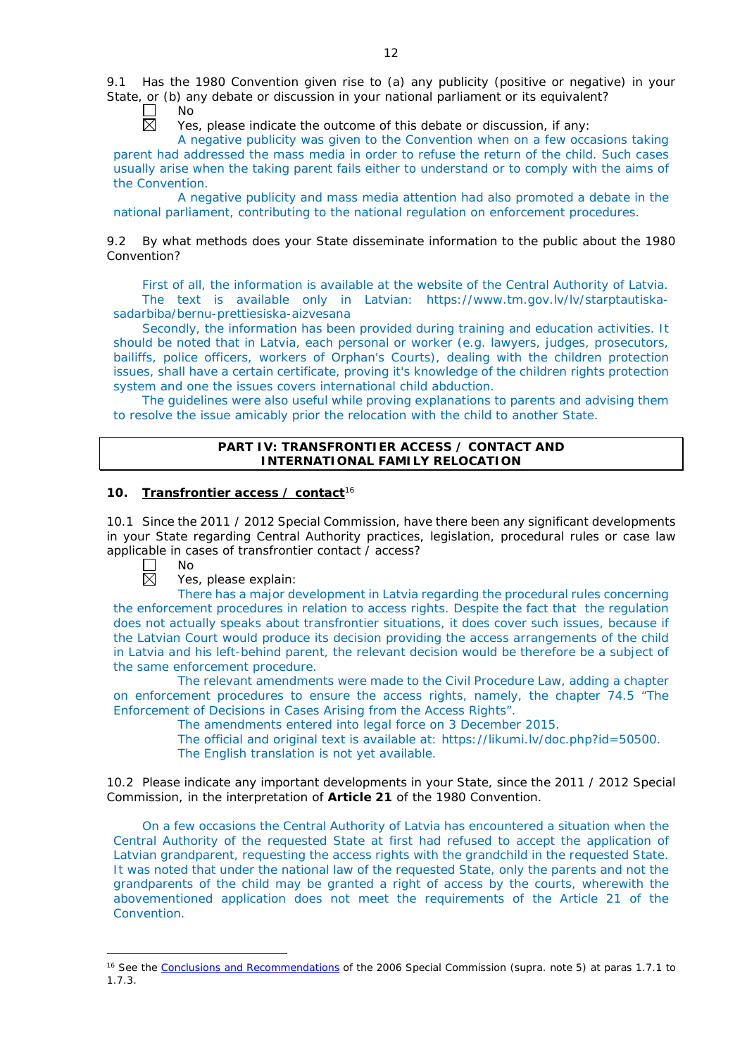9.1 Has the 1980 Convention given rise to (a) any publicity (positive or negative) in your State, or (b) any debate or discussion in your national parliament or its equivalent?

☐ No

☒ Yes, please indicate the outcome of this debate or discussion, if any:

A negative publicity was given to the Convention when on a few occasions taking parent had addressed the mass media in order to refuse the return of the child. Such cases usually arise when the taking parent fails either to understand or to comply with the aims of the Convention.

A negative publicity and mass media attention had also promoted a debate in the national parliament, contributing to the national regulation on enforcement procedures.

9.2 By what methods does your State disseminate information to the public about the 1980 Convention?

First of all, the information is available at the website of the Central Authority of Latvia. The text is available only in Latvian: https://www.tm.gov.lv/lv/starptautiska-sadarbiba/bernu-prettiesiska-aizvesana

Secondly, the information has been provided during training and education activities. It should be noted that in Latvia, each personal or worker (e.g. lawyers, judges, prosecutors, bailiffs, police officers, workers of Orphan's Courts), dealing with the children protection issues, shall have a certain certificate, proving it's knowledge of the children rights protection system and one the issues covers international child abduction.

The guidelines were also useful while proving explanations to parents and advising them to resolve the issue amicably prior the relocation with the child to another State.

## PART IV: TRANSFRONTIER ACCESS / CONTACT AND INTERNATIONAL FAMILY RELOCATION

### 10. Transfrontier access / contact[16]

10.1 Since the 2011 / 2012 Special Commission, have there been any significant developments in your State regarding Central Authority practices, legislation, procedural rules or case law applicable in cases of transfrontier contact / access?

☐ No

☒ Yes, please explain:

There has a major development in Latvia regarding the procedural rules concerning the enforcement procedures in relation to access rights. Despite the fact that the regulation does not actually speaks about transfrontier situations, it does cover such issues, because if the Latvian Court would produce its decision providing the access arrangements of the child in Latvia and his left-behind parent, the relevant decision would be therefore be a subject of the same enforcement procedure.

The relevant amendments were made to the Civil Procedure Law, adding a chapter on enforcement procedures to ensure the access rights, namely, the chapter 74.5 "The Enforcement of Decisions in Cases Arising from the Access Rights".

The amendments entered into legal force on 3 December 2015.

The official and original text is available at: https://likumi.lv/doc.php?id=50500.

The English translation is not yet available.

10.2 Please indicate any important developments in your State, since the 2011 / 2012 Special Commission, in the interpretation of **Article 21** of the 1980 Convention.

On a few occasions the Central Authority of Latvia has encountered a situation when the Central Authority of the requested State at first had refused to accept the application of Latvian grandparent, requesting the access rights with the grandchild in the requested State. It was noted that under the national law of the requested State, only the parents and not the grandparents of the child may be granted a right of access by the courts, wherewith the abovementioned application does not meet the requirements of the Article 21 of the Convention.

---

[16] See the Conclusions and Recommendations of the 2006 Special Commission (supra. note 5) at paras 1.7.1 to 1.7.3.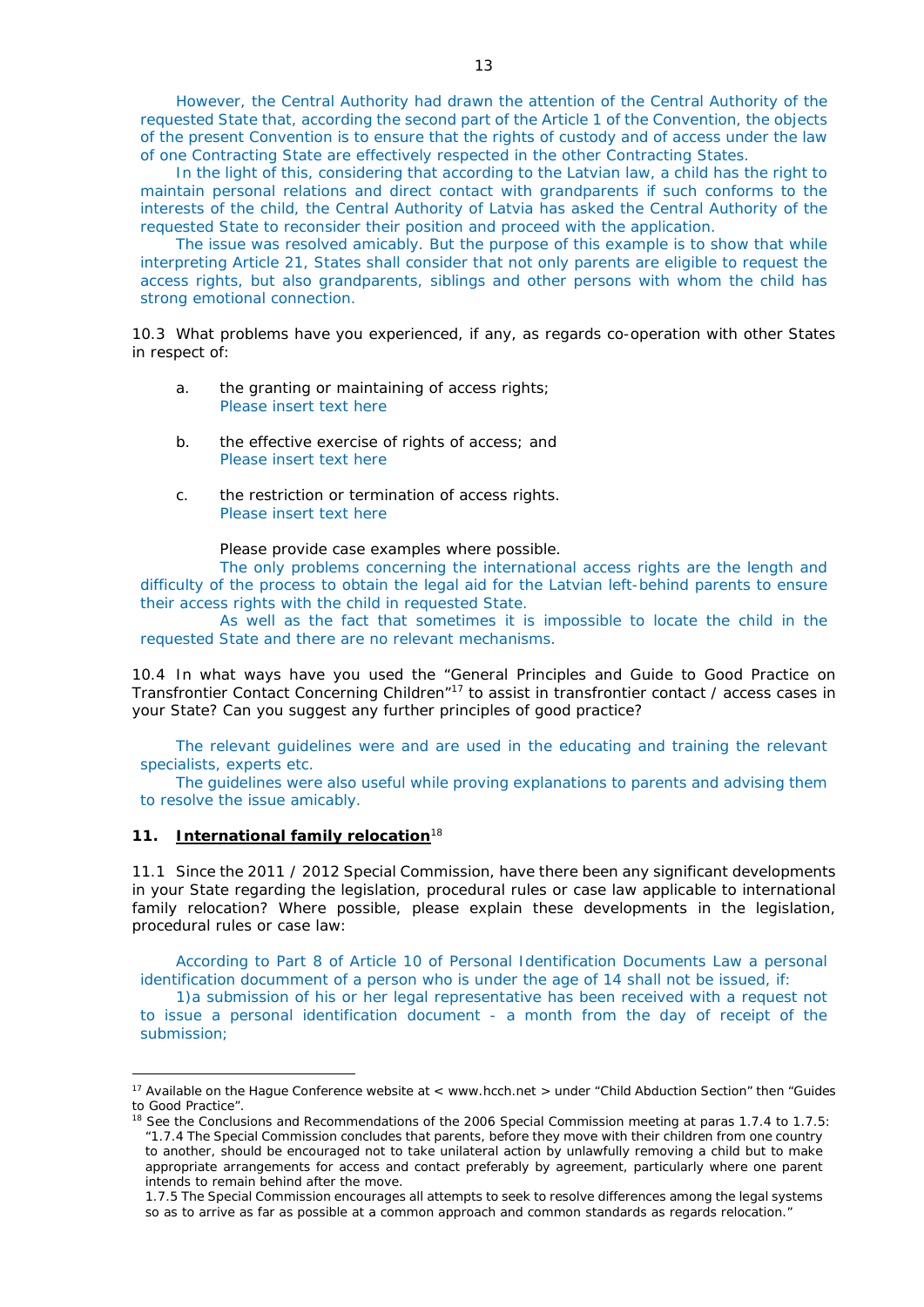However, the Central Authority had drawn the attention of the Central Authority of the requested State that, according the second part of the Article 1 of the Convention, the objects of the present Convention is to ensure that the rights of custody and of access under the law of one Contracting State are effectively respected in the other Contracting States.

In the light of this, considering that according to the Latvian law, a child has the right to maintain personal relations and direct contact with grandparents if such conforms to the interests of the child, the Central Authority of Latvia has asked the Central Authority of the requested State to reconsider their position and proceed with the application.

The issue was resolved amicably. But the purpose of this example is to show that while interpreting Article 21, States shall consider that not only parents are eligible to request the access rights, but also grandparents, siblings and other persons with whom the child has strong emotional connection.

10.3 What problems have you experienced, if any, as regards co-operation with other States in respect of:

a. the granting or maintaining of access rights;
   Please insert text here

b. the effective exercise of rights of access; and
   Please insert text here

c. the restriction or termination of access rights.
   Please insert text here

Please provide case examples where possible.

The only problems concerning the international access rights are the length and difficulty of the process to obtain the legal aid for the Latvian left-behind parents to ensure their access rights with the child in requested State.

As well as the fact that sometimes it is impossible to locate the child in the requested State and there are no relevant mechanisms.

10.4 In what ways have you used the "General Principles and Guide to Good Practice on Transfrontier Contact Concerning Children"[17] to assist in transfrontier contact / access cases in your State? Can you suggest any further principles of good practice?

The relevant guidelines were and are used in the educating and training the relevant specialists, experts etc.

The guidelines were also useful while proving explanations to parents and advising them to resolve the issue amicably.

## 11. International family relocation[18]

11.1 Since the 2011 / 2012 Special Commission, have there been any significant developments in your State regarding the legislation, procedural rules or case law applicable to international family relocation? Where possible, please explain these developments in the legislation, procedural rules or case law:

According to Part 8 of Article 10 of Personal Identification Documents Law a personal identification documment of a person who is under the age of 14 shall not be issued, if:

1)a submission of his or her legal representative has been received with a request not to issue a personal identification document - a month from the day of receipt of the submission;

---

[17] Available on the Hague Conference website at < www.hcch.net > under "Child Abduction Section" then "Guides to Good Practice".

[18] See the Conclusions and Recommendations of the 2006 Special Commission meeting at paras 1.7.4 to 1.7.5: "1.7.4 The Special Commission concludes that parents, before they move with their children from one country to another, should be encouraged not to take unilateral action by unlawfully removing a child but to make appropriate arrangements for access and contact preferably by agreement, particularly where one parent intends to remain behind after the move.
1.7.5 The Special Commission encourages all attempts to seek to resolve differences among the legal systems so as to arrive as far as possible at a common approach and common standards as regards relocation."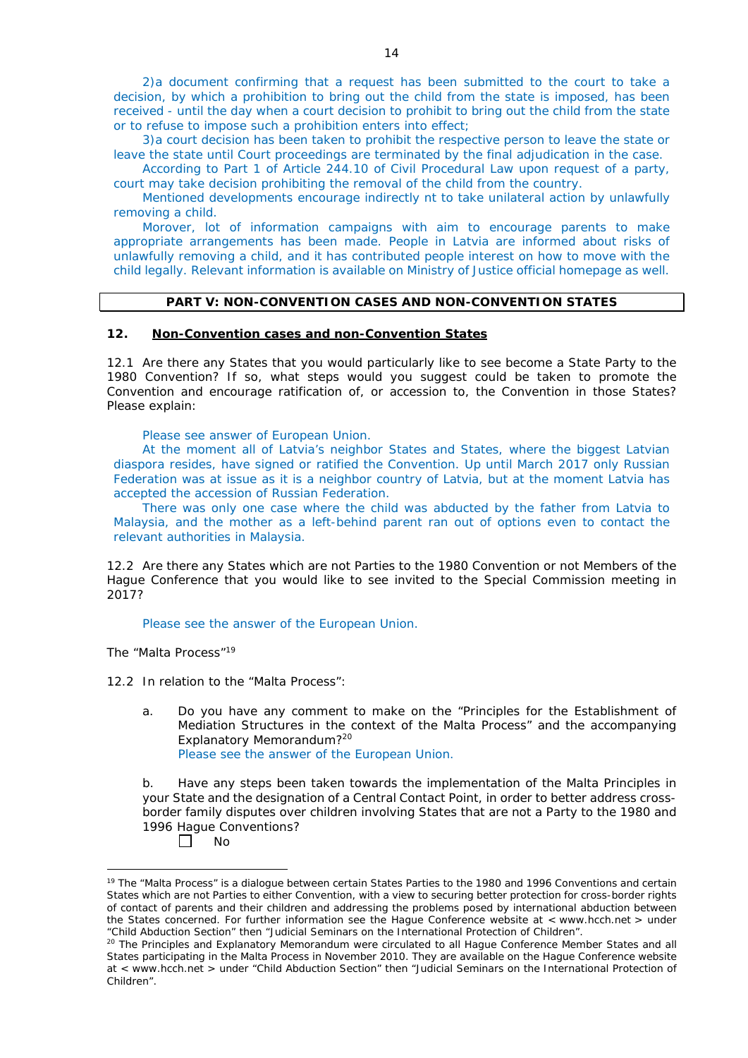2)a document confirming that a request has been submitted to the court to take a decision, by which a prohibition to bring out the child from the state is imposed, has been received - until the day when a court decision to prohibit to bring out the child from the state or to refuse to impose such a prohibition enters into effect;

3)a court decision has been taken to prohibit the respective person to leave the state or leave the state until Court proceedings are terminated by the final adjudication in the case.

According to Part 1 of Article 244.10 of Civil Procedural Law upon request of a party, court may take decision prohibiting the removal of the child from the country.

Mentioned developments encourage indirectly nt to take unilateral action by unlawfully removing a child.

Morover, lot of information campaigns with aim to encourage parents to make appropriate arrangements has been made. People in Latvia are informed about risks of unlawfully removing a child, and it has contributed people interest on how to move with the child legally. Relevant information is available on Ministry of Justice official homepage as well.

## PART V: NON-CONVENTION CASES AND NON-CONVENTION STATES

### 12. Non-Convention cases and non-Convention States

12.1 Are there any States that you would particularly like to see become a State Party to the 1980 Convention? If so, what steps would you suggest could be taken to promote the Convention and encourage ratification of, or accession to, the Convention in those States? Please explain:

Please see answer of European Union.

At the moment all of Latvia's neighbor States and States, where the biggest Latvian diaspora resides, have signed or ratified the Convention. Up until March 2017 only Russian Federation was at issue as it is a neighbor country of Latvia, but at the moment Latvia has accepted the accession of Russian Federation.

There was only one case where the child was abducted by the father from Latvia to Malaysia, and the mother as a left-behind parent ran out of options even to contact the relevant authorities in Malaysia.

12.2 Are there any States which are not Parties to the 1980 Convention or not Members of the Hague Conference that you would like to see invited to the Special Commission meeting in 2017?

Please see the answer of the European Union.

The "Malta Process"[19]

12.2 In relation to the "Malta Process":

a. Do you have any comment to make on the "Principles for the Establishment of Mediation Structures in the context of the Malta Process" and the accompanying Explanatory Memorandum?[20]
   Please see the answer of the European Union.

b. Have any steps been taken towards the implementation of the Malta Principles in your State and the designation of a Central Contact Point, in order to better address cross-border family disputes over children involving States that are not a Party to the 1980 and 1996 Hague Conventions?

☐ No

---

[19] The "Malta Process" is a dialogue between certain States Parties to the 1980 and 1996 Conventions and certain States which are not Parties to either Convention, with a view to securing better protection for cross-border rights of contact of parents and their children and addressing the problems posed by international abduction between the States concerned. For further information see the Hague Conference website at < www.hcch.net > under "Child Abduction Section" then "Judicial Seminars on the International Protection of Children".

[20] The Principles and Explanatory Memorandum were circulated to all Hague Conference Member States and all States participating in the Malta Process in November 2010. They are available on the Hague Conference website at < www.hcch.net > under "Child Abduction Section" then "Judicial Seminars on the International Protection of Children".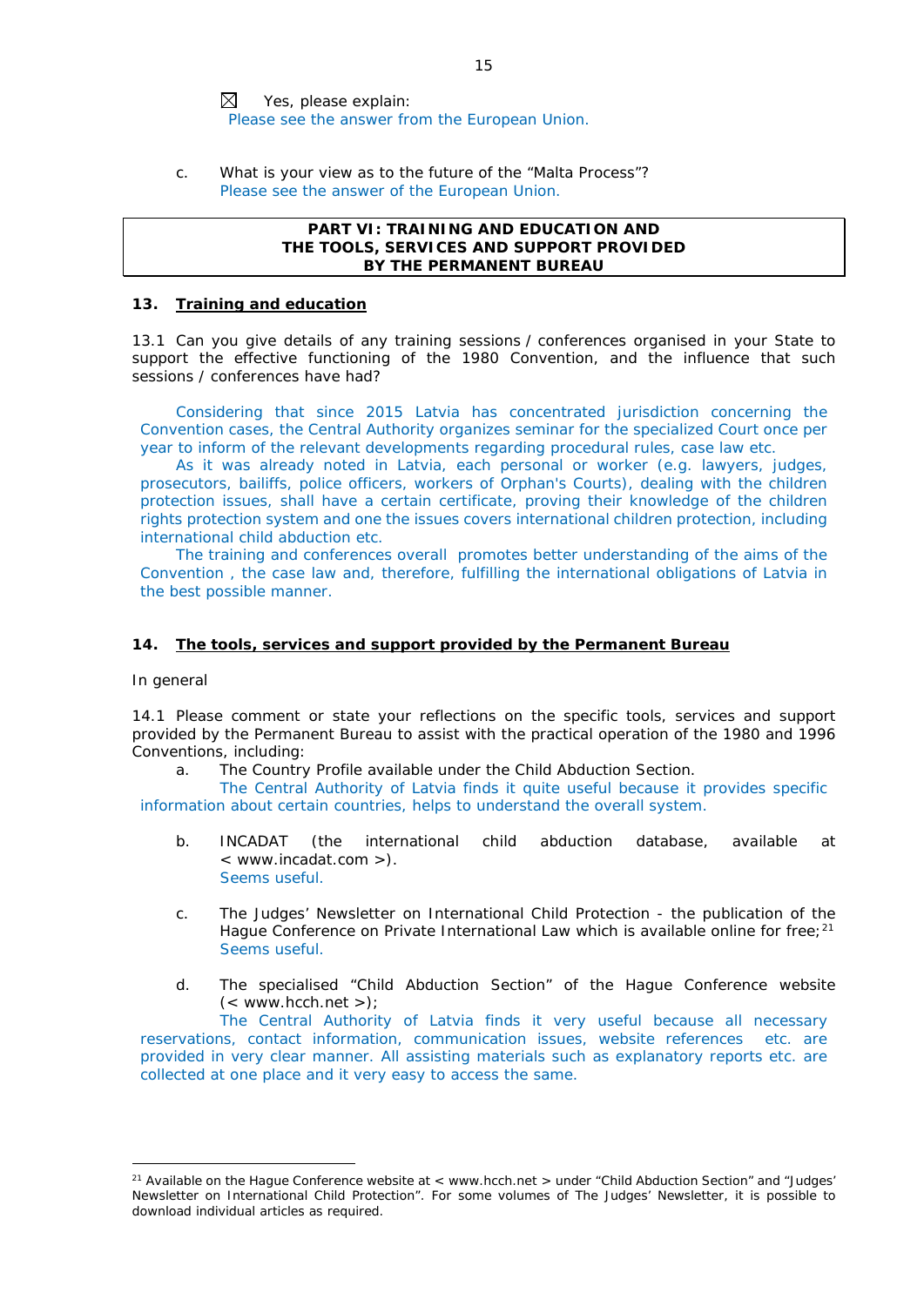☒ Yes, please explain:
Please see the answer from the European Union.

c. What is your view as to the future of the "Malta Process"?
Please see the answer of the European Union.

| **PART VI: TRAINING AND EDUCATION AND THE TOOLS, SERVICES AND SUPPORT PROVIDED BY THE PERMANENT BUREAU** |
|---|

### 13. Training and education

13.1 Can you give details of any training sessions / conferences organised in your State to support the effective functioning of the 1980 Convention, and the influence that such sessions / conferences have had?

Considering that since 2015 Latvia has concentrated jurisdiction concerning the Convention cases, the Central Authority organizes seminar for the specialized Court once per year to inform of the relevant developments regarding procedural rules, case law etc.

As it was already noted in Latvia, each personal or worker (e.g. lawyers, judges, prosecutors, bailiffs, police officers, workers of Orphan's Courts), dealing with the children protection issues, shall have a certain certificate, proving their knowledge of the children rights protection system and one the issues covers international children protection, including international child abduction etc.

The training and conferences overall promotes better understanding of the aims of the Convention , the case law and, therefore, fulfilling the international obligations of Latvia in the best possible manner.

### 14. The tools, services and support provided by the Permanent Bureau

In general

14.1 Please comment or state your reflections on the specific tools, services and support provided by the Permanent Bureau to assist with the practical operation of the 1980 and 1996 Conventions, including:

a. The Country Profile available under the Child Abduction Section.
The Central Authority of Latvia finds it quite useful because it provides specific information about certain countries, helps to understand the overall system.

b. INCADAT (the international child abduction database, available at < www.incadat.com >).
Seems useful.

c. The Judges' Newsletter on International Child Protection - the publication of the Hague Conference on Private International Law which is available online for free;[21]
Seems useful.

d. The specialised "Child Abduction Section" of the Hague Conference website (< www.hcch.net >);
The Central Authority of Latvia finds it very useful because all necessary reservations, contact information, communication issues, website references etc. are provided in very clear manner. All assisting materials such as explanatory reports etc. are collected at one place and it very easy to access the same.

---

[21] Available on the Hague Conference website at < www.hcch.net > under "Child Abduction Section" and "Judges' Newsletter on International Child Protection". For some volumes of The Judges' Newsletter, it is possible to download individual articles as required.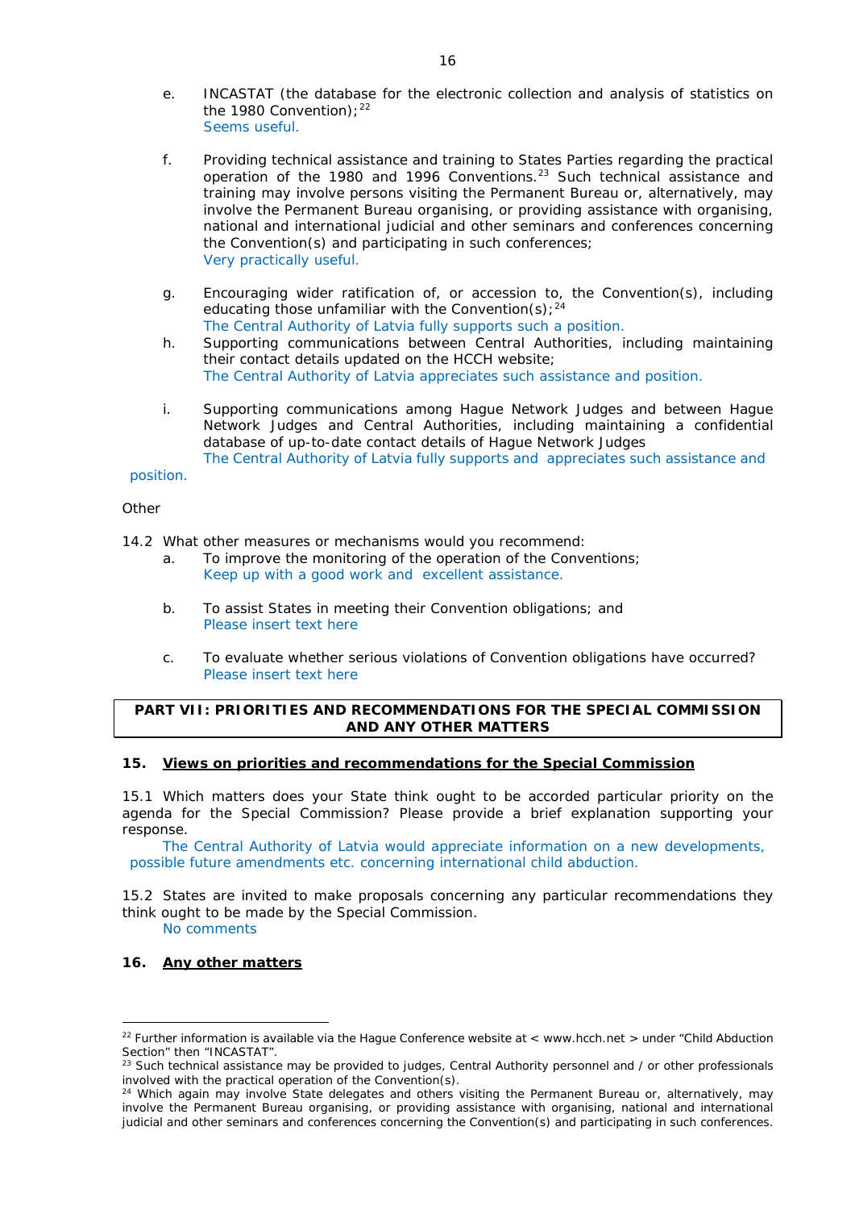e. INCASTAT (the database for the electronic collection and analysis of statistics on the 1980 Convention);[22]
   Seems useful.

f. Providing technical assistance and training to States Parties regarding the practical operation of the 1980 and 1996 Conventions.[23] Such technical assistance and training may involve persons visiting the Permanent Bureau or, alternatively, may involve the Permanent Bureau organising, or providing assistance with organising, national and international judicial and other seminars and conferences concerning the Convention(s) and participating in such conferences;
   Very practically useful.

g. Encouraging wider ratification of, or accession to, the Convention(s), including educating those unfamiliar with the Convention(s);[24]
   The Central Authority of Latvia fully supports such a position.

h. Supporting communications between Central Authorities, including maintaining their contact details updated on the HCCH website;
   The Central Authority of Latvia appreciates such assistance and position.

i. Supporting communications among Hague Network Judges and between Hague Network Judges and Central Authorities, including maintaining a confidential database of up-to-date contact details of Hague Network Judges
   The Central Authority of Latvia fully supports and appreciates such assistance and position.

Other

14.2 What other measures or mechanisms would you recommend:

a. To improve the monitoring of the operation of the Conventions;
   Keep up with a good work and excellent assistance.

b. To assist States in meeting their Convention obligations; and
   Please insert text here

c. To evaluate whether serious violations of Convention obligations have occurred?
   Please insert text here

## PART VII: PRIORITIES AND RECOMMENDATIONS FOR THE SPECIAL COMMISSION AND ANY OTHER MATTERS

### 15. Views on priorities and recommendations for the Special Commission

15.1 Which matters does your State think ought to be accorded particular priority on the agenda for the Special Commission? Please provide a brief explanation supporting your response.

The Central Authority of Latvia would appreciate information on a new developments, possible future amendments etc. concerning international child abduction.

15.2 States are invited to make proposals concerning any particular recommendations they think ought to be made by the Special Commission.

No comments

### 16. Any other matters

---

[22] Further information is available via the Hague Conference website at < www.hcch.net > under "Child Abduction Section" then "INCASTAT".

[23] Such technical assistance may be provided to judges, Central Authority personnel and / or other professionals involved with the practical operation of the Convention(s).

[24] Which again may involve State delegates and others visiting the Permanent Bureau or, alternatively, may involve the Permanent Bureau organising, or providing assistance with organising, national and international judicial and other seminars and conferences concerning the Convention(s) and participating in such conferences.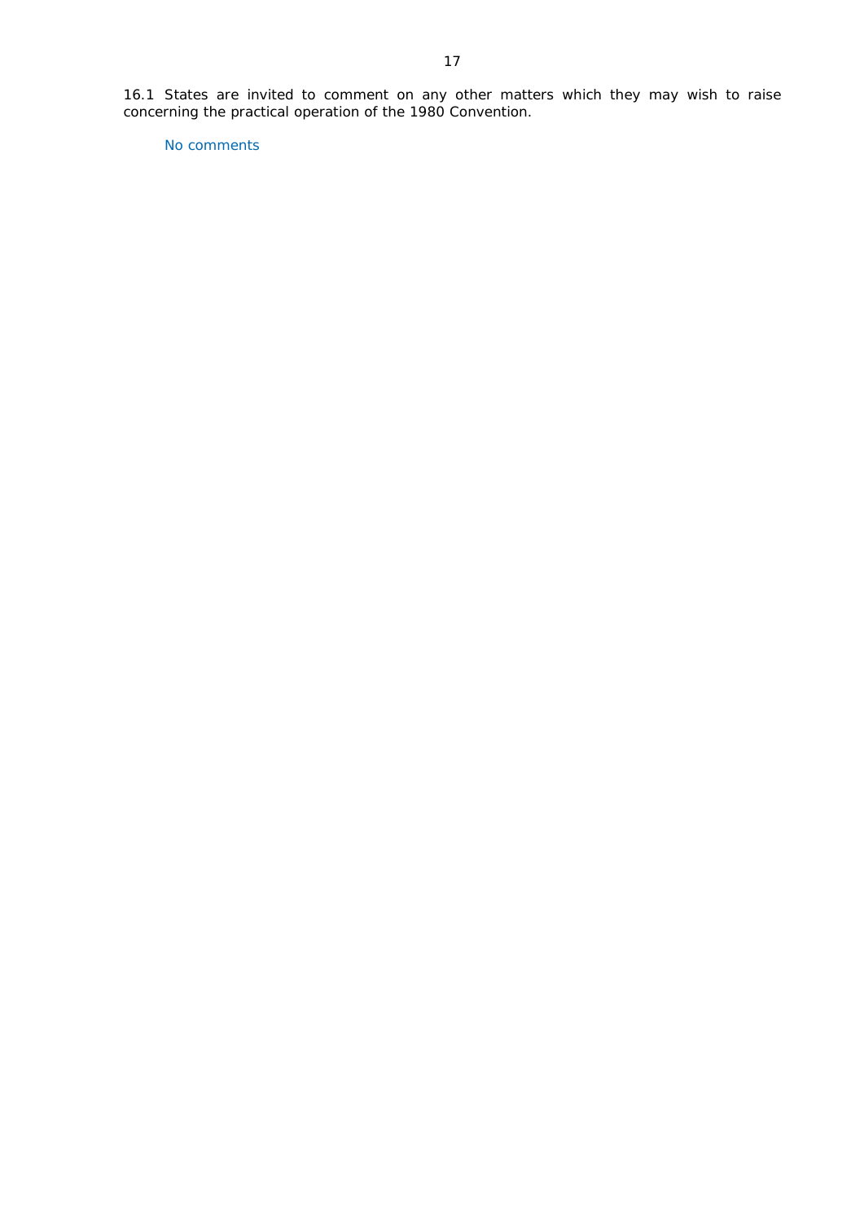16.1 States are invited to comment on any other matters which they may wish to raise concerning the practical operation of the 1980 Convention.

No comments